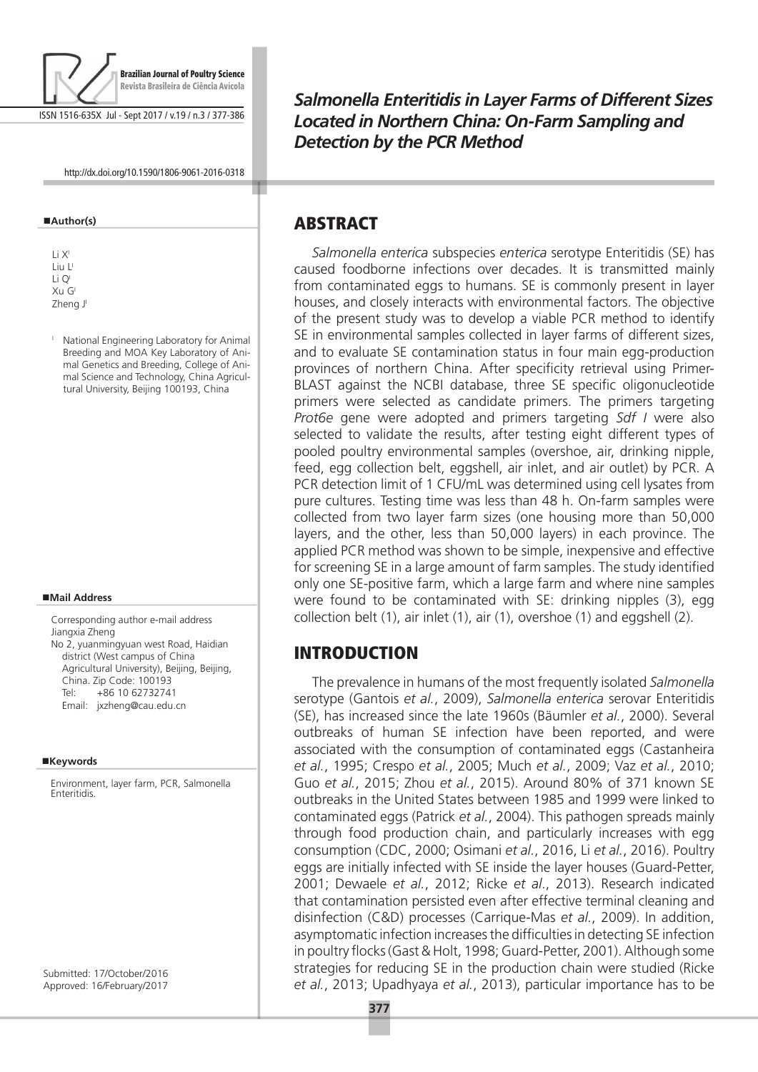# Salmonella Enteritidis in Layer Farms of Different Sizes Located in Northern China: On-Farm Sampling and Detection by the PCR Method

http://dx.doi.org/10.1590/1806-9061-2016-0318

**Author(s)**

Li X[I]
Liu L[I]
Li Q[I]
Xu G[I]
Zheng J[I]

[I] National Engineering Laboratory for Animal Breeding and MOA Key Laboratory of Animal Genetics and Breeding, College of Animal Science and Technology, China Agricultural University, Beijing 100193, China

**Mail Address**

Corresponding author e-mail address
Jiangxia Zheng
No 2, yuanmingyuan west Road, Haidian district (West campus of China Agricultural University), Beijing, Beijing, China. Zip Code: 100193
Tel: +86 10 62732741
Email: jxzheng@cau.edu.cn

**Keywords**

Environment, layer farm, PCR, Salmonella Enteritidis.

Submitted: 17/October/2016
Approved: 16/February/2017

## ABSTRACT

*Salmonella enterica* subspecies *enterica* serotype Enteritidis (SE) has caused foodborne infections over decades. It is transmitted mainly from contaminated eggs to humans. SE is commonly present in layer houses, and closely interacts with environmental factors. The objective of the present study was to develop a viable PCR method to identify SE in environmental samples collected in layer farms of different sizes, and to evaluate SE contamination status in four main egg-production provinces of northern China. After specificity retrieval using Primer-BLAST against the NCBI database, three SE specific oligonucleotide primers were selected as candidate primers. The primers targeting *Prot6e* gene were adopted and primers targeting *Sdf I* were also selected to validate the results, after testing eight different types of pooled poultry environmental samples (overshoe, air, drinking nipple, feed, egg collection belt, eggshell, air inlet, and air outlet) by PCR. A PCR detection limit of 1 CFU/mL was determined using cell lysates from pure cultures. Testing time was less than 48 h. On-farm samples were collected from two layer farm sizes (one housing more than 50,000 layers, and the other, less than 50,000 layers) in each province. The applied PCR method was shown to be simple, inexpensive and effective for screening SE in a large amount of farm samples. The study identified only one SE-positive farm, which a large farm and where nine samples were found to be contaminated with SE: drinking nipples (3), egg collection belt (1), air inlet (1), air (1), overshoe (1) and eggshell (2).

## INTRODUCTION

The prevalence in humans of the most frequently isolated *Salmonella* serotype (Gantois *et al.*, 2009), *Salmonella enterica* serovar Enteritidis (SE), has increased since the late 1960s (Bäumler *et al.*, 2000). Several outbreaks of human SE infection have been reported, and were associated with the consumption of contaminated eggs (Castanheira *et al.*, 1995; Crespo *et al.*, 2005; Much *et al.*, 2009; Vaz *et al.*, 2010; Guo *et al.*, 2015; Zhou *et al.*, 2015). Around 80% of 371 known SE outbreaks in the United States between 1985 and 1999 were linked to contaminated eggs (Patrick *et al.*, 2004). This pathogen spreads mainly through food production chain, and particularly increases with egg consumption (CDC, 2000; Osimani *et al.*, 2016, Li *et al.*, 2016). Poultry eggs are initially infected with SE inside the layer houses (Guard-Petter, 2001; Dewaele *et al.*, 2012; Ricke *et al*., 2013). Research indicated that contamination persisted even after effective terminal cleaning and disinfection (C&D) processes (Carrique-Mas *et al.*, 2009). In addition, asymptomatic infection increases the difficulties in detecting SE infection in poultry flocks (Gast & Holt, 1998; Guard-Petter, 2001). Although some strategies for reducing SE in the production chain were studied (Ricke *et al.*, 2013; Upadhyaya *et al.*, 2013), particular importance has to be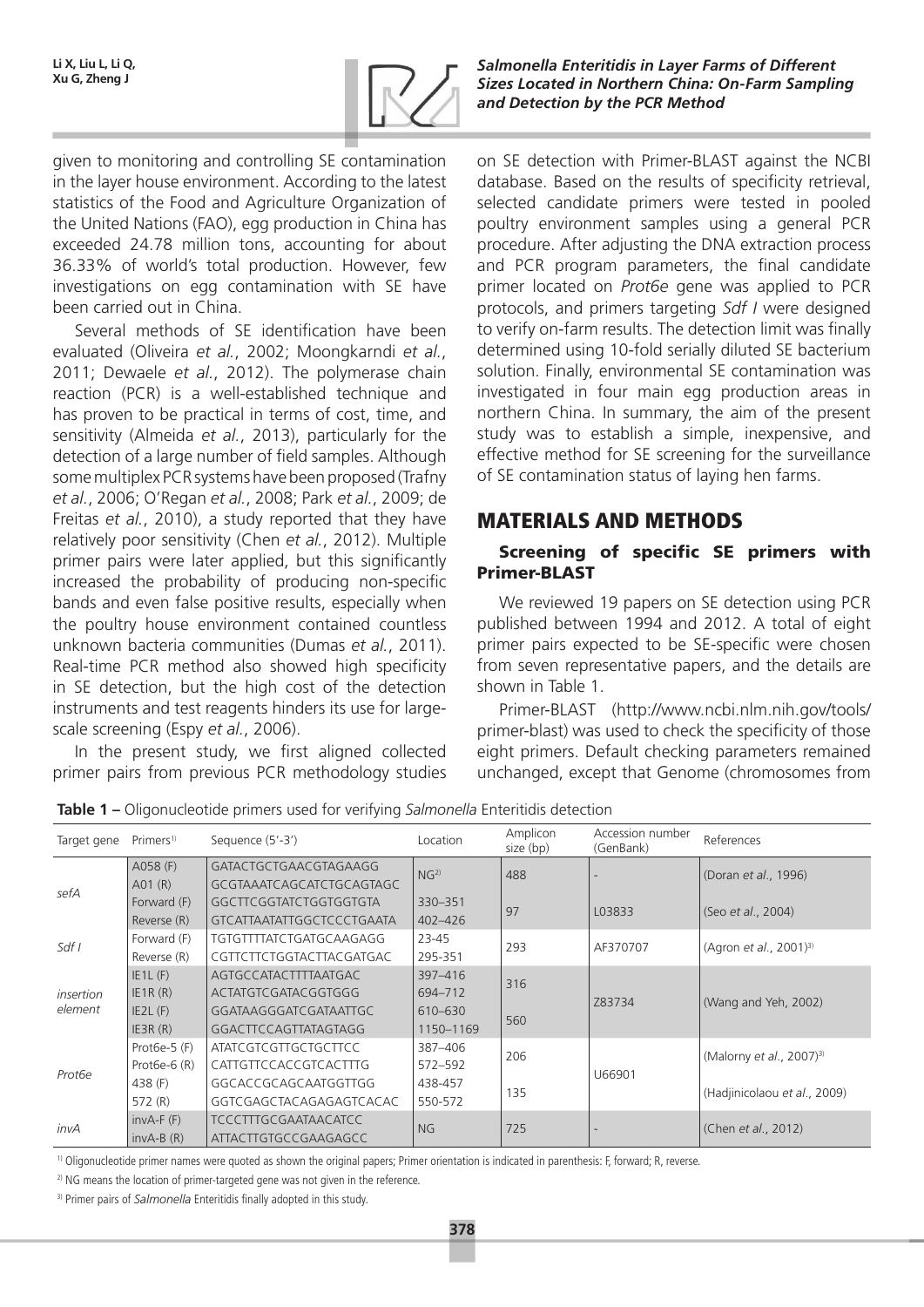given to monitoring and controlling SE contamination in the layer house environment. According to the latest statistics of the Food and Agriculture Organization of the United Nations (FAO), egg production in China has exceeded 24.78 million tons, accounting for about 36.33% of world's total production. However, few investigations on egg contamination with SE have been carried out in China.

Several methods of SE identification have been evaluated (Oliveira *et al.*, 2002; Moongkarndi *et al.*, 2011; Dewaele *et al.*, 2012). The polymerase chain reaction (PCR) is a well-established technique and has proven to be practical in terms of cost, time, and sensitivity (Almeida *et al.*, 2013), particularly for the detection of a large number of field samples. Although some multiplex PCR systems have been proposed (Trafny *et al.*, 2006; O'Regan *et al.*, 2008; Park *et al.*, 2009; de Freitas *et al.*, 2010), a study reported that they have relatively poor sensitivity (Chen *et al.*, 2012). Multiple primer pairs were later applied, but this significantly increased the probability of producing non-specific bands and even false positive results, especially when the poultry house environment contained countless unknown bacteria communities (Dumas *et al.*, 2011). Real-time PCR method also showed high specificity in SE detection, but the high cost of the detection instruments and test reagents hinders its use for large-scale screening (Espy *et al.*, 2006).

In the present study, we first aligned collected primer pairs from previous PCR methodology studies on SE detection with Primer-BLAST against the NCBI database. Based on the results of specificity retrieval, selected candidate primers were tested in pooled poultry environment samples using a general PCR procedure. After adjusting the DNA extraction process and PCR program parameters, the final candidate primer located on *Prot6e* gene was applied to PCR protocols, and primers targeting *Sdf I* were designed to verify on-farm results. The detection limit was finally determined using 10-fold serially diluted SE bacterium solution. Finally, environmental SE contamination was investigated in four main egg production areas in northern China. In summary, the aim of the present study was to establish a simple, inexpensive, and effective method for SE screening for the surveillance of SE contamination status of laying hen farms.

## MATERIALS AND METHODS

### Screening of specific SE primers with Primer-BLAST

We reviewed 19 papers on SE detection using PCR published between 1994 and 2012. A total of eight primer pairs expected to be SE-specific were chosen from seven representative papers, and the details are shown in Table 1.

Primer-BLAST (http://www.ncbi.nlm.nih.gov/tools/primer-blast) was used to check the specificity of those eight primers. Default checking parameters remained unchanged, except that Genome (chromosomes from

**Table 1 –** Oligonucleotide primers used for verifying *Salmonella* Enteritidis detection

| Target gene | Primers[1] | Sequence (5'-3') | Location | Amplicon size (bp) | Accession number (GenBank) | References |
|---|---|---|---|---|---|---|
| *sefA* | A058 (F) | GATACTGCTGAACGTAGAAGG | NG[2] | 488 | - | (Doran *et al.*, 1996) |
| | A01 (R) | GCGTAAATCAGCATCTGCAGTAGC | | | | |
| | Forward (F) | GGCTTCGGTATCTGGTGGTGTA | 330–351 | 97 | L03833 | (Seo *et al.*, 2004) |
| | Reverse (R) | GTCATTAATATTGGCTCCCTGAATA | 402–426 | | | |
| *Sdf I* | Forward (F) | TGTGTTTTATCTGATGCAAGAGG | 23-45 | 293 | AF370707 | (Agron *et al.*, 2001)[3] |
| | Reverse (R) | CGTTCTTCTGGTACTTACGATGAC | 295-351 | | | |
| *insertion element* | IE1L (F) | AGTGCCATACTTTTAATGAC | 397–416 | 316 | Z83734 | (Wang and Yeh, 2002) |
| | IE1R (R) | ACTATGTCGATACGGTGGG | 694–712 | | | |
| | IE2L (F) | GGATAAGGGATCGATAATTGC | 610–630 | 560 | | |
| | IE3R (R) | GGACTTCCAGTTATAGTAGG | 1150–1169 | | | |
| *Prot6e* | Prot6e-5 (F) | ATATCGTCGTTGCTGCTTCC | 387–406 | 206 | U66901 | (Malorny *et al.*, 2007)[3] |
| | Prot6e-6 (R) | CATTGTTCCACCGTCACTTTG | 572–592 | | | |
| | 438 (F) | GGCACCGCAGCAATGGTTGG | 438-457 | 135 | | (Hadjinicolaou *et al.*, 2009) |
| | 572 (R) | GGTCGAGCTACAGAGAGTCACAC | 550-572 | | | |
| *invA* | invA-F (F) | TCCCTTTGCGAATAACATCC | NG | 725 | - | (Chen *et al.*, 2012) |
| | invA-B (R) | ATTACTTGTGCCGAAGAGCC | | | | |

[1] Oligonucleotide primer names were quoted as shown the original papers; Primer orientation is indicated in parenthesis: F, forward; R, reverse.

[2] NG means the location of primer-targeted gene was not given in the reference.

[3] Primer pairs of *Salmonella* Enteritidis finally adopted in this study.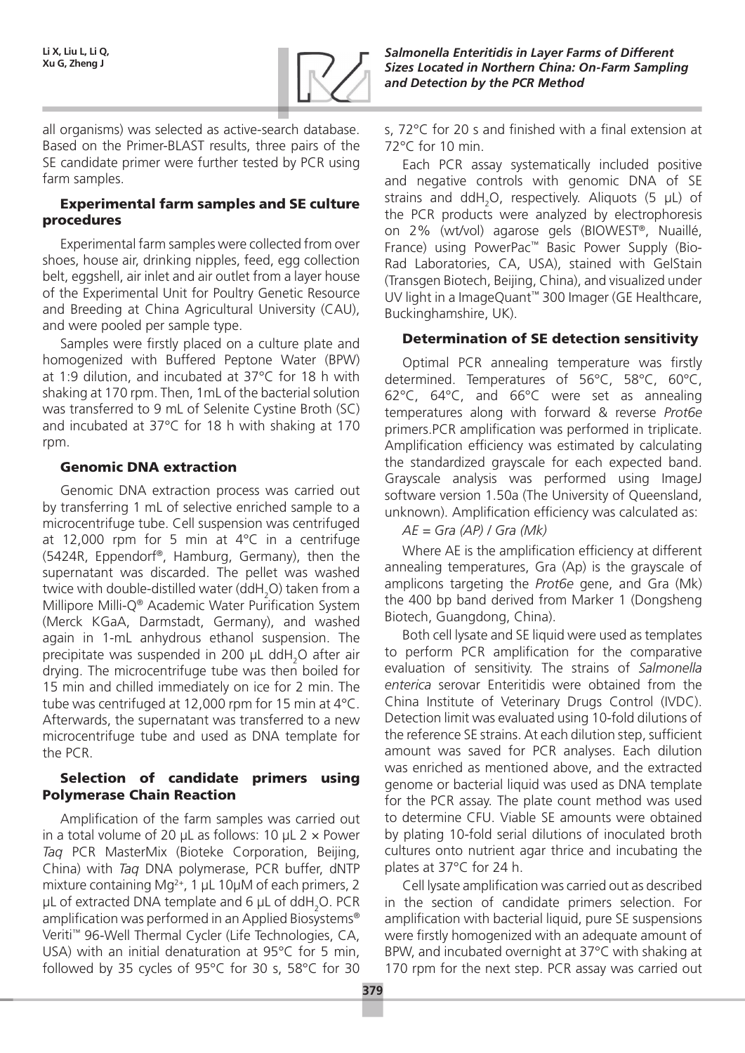all organisms) was selected as active-search database. Based on the Primer-BLAST results, three pairs of the SE candidate primer were further tested by PCR using farm samples.

### Experimental farm samples and SE culture procedures

Experimental farm samples were collected from over shoes, house air, drinking nipples, feed, egg collection belt, eggshell, air inlet and air outlet from a layer house of the Experimental Unit for Poultry Genetic Resource and Breeding at China Agricultural University (CAU), and were pooled per sample type.

Samples were firstly placed on a culture plate and homogenized with Buffered Peptone Water (BPW) at 1:9 dilution, and incubated at 37°C for 18 h with shaking at 170 rpm. Then, 1mL of the bacterial solution was transferred to 9 mL of Selenite Cystine Broth (SC) and incubated at 37°C for 18 h with shaking at 170 rpm.

### Genomic DNA extraction

Genomic DNA extraction process was carried out by transferring 1 mL of selective enriched sample to a microcentrifuge tube. Cell suspension was centrifuged at 12,000 rpm for 5 min at 4°C in a centrifuge (5424R, Eppendorf®, Hamburg, Germany), then the supernatant was discarded. The pellet was washed twice with double-distilled water ($ddH_2O$) taken from a Millipore Milli-Q® Academic Water Purification System (Merck KGaA, Darmstadt, Germany), and washed again in 1-mL anhydrous ethanol suspension. The precipitate was suspended in 200 µL $ddH_2O$ after air drying. The microcentrifuge tube was then boiled for 15 min and chilled immediately on ice for 2 min. The tube was centrifuged at 12,000 rpm for 15 min at 4°C. Afterwards, the supernatant was transferred to a new microcentrifuge tube and used as DNA template for the PCR.

### Selection of candidate primers using Polymerase Chain Reaction

Amplification of the farm samples was carried out in a total volume of 20 µL as follows: 10 µL 2 × Power *Taq* PCR MasterMix (Bioteke Corporation, Beijing, China) with *Taq* DNA polymerase, PCR buffer, dNTP mixture containing $Mg^{2+}$, 1 µL 10µM of each primers, 2 µL of extracted DNA template and 6 µL of $ddH_2O$. PCR amplification was performed in an Applied Biosystems® Veriti™ 96-Well Thermal Cycler (Life Technologies, CA, USA) with an initial denaturation at 95°C for 5 min, followed by 35 cycles of 95°C for 30 s, 58°C for 30 s, 72°C for 20 s and finished with a final extension at 72°C for 10 min.

Each PCR assay systematically included positive and negative controls with genomic DNA of SE strains and $ddH_2O$, respectively. Aliquots (5 µL) of the PCR products were analyzed by electrophoresis on 2% (wt/vol) agarose gels (BIOWEST®, Nuaillé, France) using PowerPac™ Basic Power Supply (Bio-Rad Laboratories, CA, USA), stained with GelStain (Transgen Biotech, Beijing, China), and visualized under UV light in a ImageQuant™ 300 Imager (GE Healthcare, Buckinghamshire, UK).

### Determination of SE detection sensitivity

Optimal PCR annealing temperature was firstly determined. Temperatures of 56°C, 58°C, 60°C, 62°C, 64°C, and 66°C were set as annealing temperatures along with forward & reverse *Prot6e* primers.PCR amplification was performed in triplicate. Amplification efficiency was estimated by calculating the standardized grayscale for each expected band. Grayscale analysis was performed using ImageJ software version 1.50a (The University of Queensland, unknown). Amplification efficiency was calculated as:

$$AE = Gra\ (AP) / Gra\ (Mk)$$

Where AE is the amplification efficiency at different annealing temperatures, Gra (Ap) is the grayscale of amplicons targeting the *Prot6e* gene, and Gra (Mk) the 400 bp band derived from Marker 1 (Dongsheng Biotech, Guangdong, China).

Both cell lysate and SE liquid were used as templates to perform PCR amplification for the comparative evaluation of sensitivity. The strains of *Salmonella enterica* serovar Enteritidis were obtained from the China Institute of Veterinary Drugs Control (IVDC). Detection limit was evaluated using 10-fold dilutions of the reference SE strains. At each dilution step, sufficient amount was saved for PCR analyses. Each dilution was enriched as mentioned above, and the extracted genome or bacterial liquid was used as DNA template for the PCR assay. The plate count method was used to determine CFU. Viable SE amounts were obtained by plating 10-fold serial dilutions of inoculated broth cultures onto nutrient agar thrice and incubating the plates at 37°C for 24 h.

Cell lysate amplification was carried out as described in the section of candidate primers selection. For amplification with bacterial liquid, pure SE suspensions were firstly homogenized with an adequate amount of BPW, and incubated overnight at 37°C with shaking at 170 rpm for the next step. PCR assay was carried out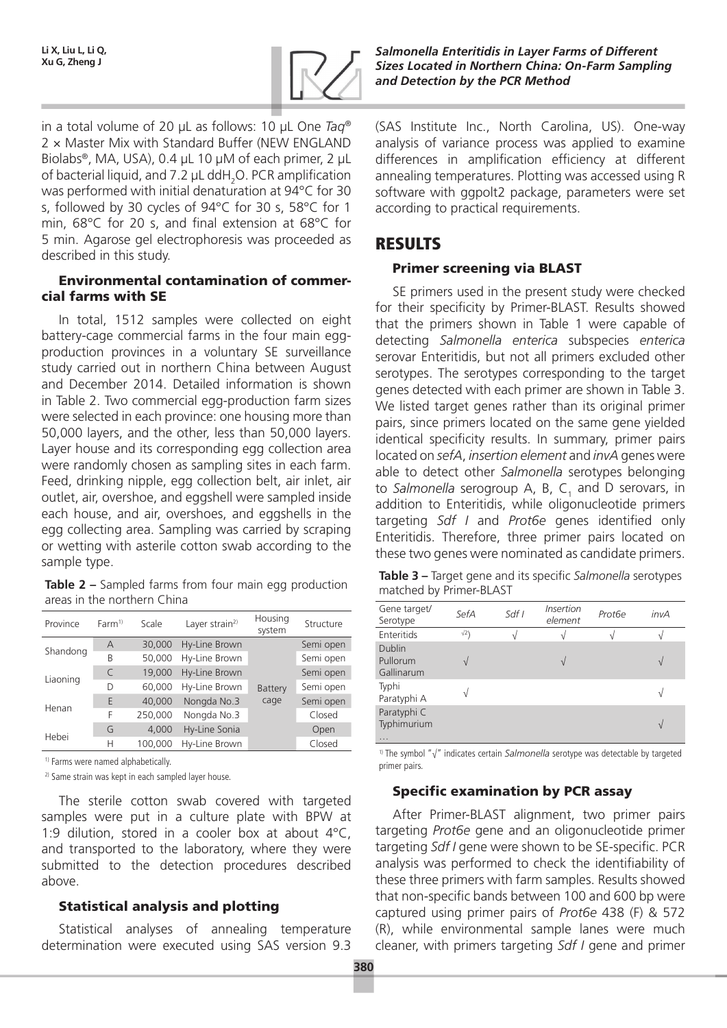in a total volume of 20 µL as follows: 10 µL One *Taq*® 2 × Master Mix with Standard Buffer (NEW ENGLAND Biolabs®, MA, USA), 0.4 µL 10 µM of each primer, 2 µL of bacterial liquid, and 7.2 µL dd$H_2O$. PCR amplification was performed with initial denaturation at 94°C for 30 s, followed by 30 cycles of 94°C for 30 s, 58°C for 1 min, 68°C for 20 s, and final extension at 68°C for 5 min. Agarose gel electrophoresis was proceeded as described in this study.

### Environmental contamination of commercial farms with SE

In total, 1512 samples were collected on eight battery-cage commercial farms in the four main egg-production provinces in a voluntary SE surveillance study carried out in northern China between August and December 2014. Detailed information is shown in Table 2. Two commercial egg-production farm sizes were selected in each province: one housing more than 50,000 layers, and the other, less than 50,000 layers. Layer house and its corresponding egg collection area were randomly chosen as sampling sites in each farm. Feed, drinking nipple, egg collection belt, air inlet, air outlet, air, overshoe, and eggshell were sampled inside each house, and air, overshoes, and eggshells in the egg collecting area. Sampling was carried by scraping or wetting with asterile cotton swab according to the sample type.

**Table 2 –** Sampled farms from four main egg production areas in the northern China

| Province | Farm[1] | Scale | Layer strain[2] | Housing system | Structure |
|---|---|---|---|---|---|
| Shandong | A | 30,000 | Hy-Line Brown | Battery cage | Semi open |
| | B | 50,000 | Hy-Line Brown | | Semi open |
| Liaoning | C | 19,000 | Hy-Line Brown | | Semi open |
| | D | 60,000 | Hy-Line Brown | | Semi open |
| Henan | E | 40,000 | Nongda No.3 | | Semi open |
| | F | 250,000 | Nongda No.3 | | Closed |
| Hebei | G | 4,000 | Hy-Line Sonia | | Open |
| | H | 100,000 | Hy-Line Brown | | Closed |

[1] Farms were named alphabetically.

[2] Same strain was kept in each sampled layer house.

The sterile cotton swab covered with targeted samples were put in a culture plate with BPW at 1:9 dilution, stored in a cooler box at about 4°C, and transported to the laboratory, where they were submitted to the detection procedures described above.

### Statistical analysis and plotting

Statistical analyses of annealing temperature determination were executed using SAS version 9.3 (SAS Institute Inc., North Carolina, US). One-way analysis of variance process was applied to examine differences in amplification efficiency at different annealing temperatures. Plotting was accessed using R software with ggpolt2 package, parameters were set according to practical requirements.

## RESULTS

### Primer screening via BLAST

SE primers used in the present study were checked for their specificity by Primer-BLAST. Results showed that the primers shown in Table 1 were capable of detecting *Salmonella enterica* subspecies *enterica* serovar Enteritidis, but not all primers excluded other serotypes. The serotypes corresponding to the target genes detected with each primer are shown in Table 3. We listed target genes rather than its original primer pairs, since primers located on the same gene yielded identical specificity results. In summary, primer pairs located on *sefA*, *insertion element* and *invA* genes were able to detect other *Salmonella* serotypes belonging to *Salmonella* serogroup A, B, $C_1$ and D serovars, in addition to Enteritidis, while oligonucleotide primers targeting *Sdf I* and *Prot6e* genes identified only Enteritidis. Therefore, three primer pairs located on these two genes were nominated as candidate primers.

**Table 3 –** Target gene and its specific *Salmonella* serotypes matched by Primer-BLAST

| Gene target/ Serotype | *SefA* | *Sdf I* | *Insertion element* | *Prot6e* | *invA* |
|---|---|---|---|---|---|
| Enteritids | √[1] | √ | √ | √ | √ |
| Dublin Pullorum Gallinarum | √ | | √ | | √ |
| Typhi Paratyphi A | √ | | | | √ |
| Paratyphi C Typhimurium … | | | | | √ |

[1] The symbol "√" indicates certain *Salmonella* serotype was detectable by targeted primer pairs.

### Specific examination by PCR assay

After Primer-BLAST alignment, two primer pairs targeting *Prot6e* gene and an oligonucleotide primer targeting *Sdf I* gene were shown to be SE-specific. PCR analysis was performed to check the identifiability of these three primers with farm samples. Results showed that non-specific bands between 100 and 600 bp were captured using primer pairs of *Prot6e* 438 (F) & 572 (R), while environmental sample lanes were much cleaner, with primers targeting *Sdf I* gene and primer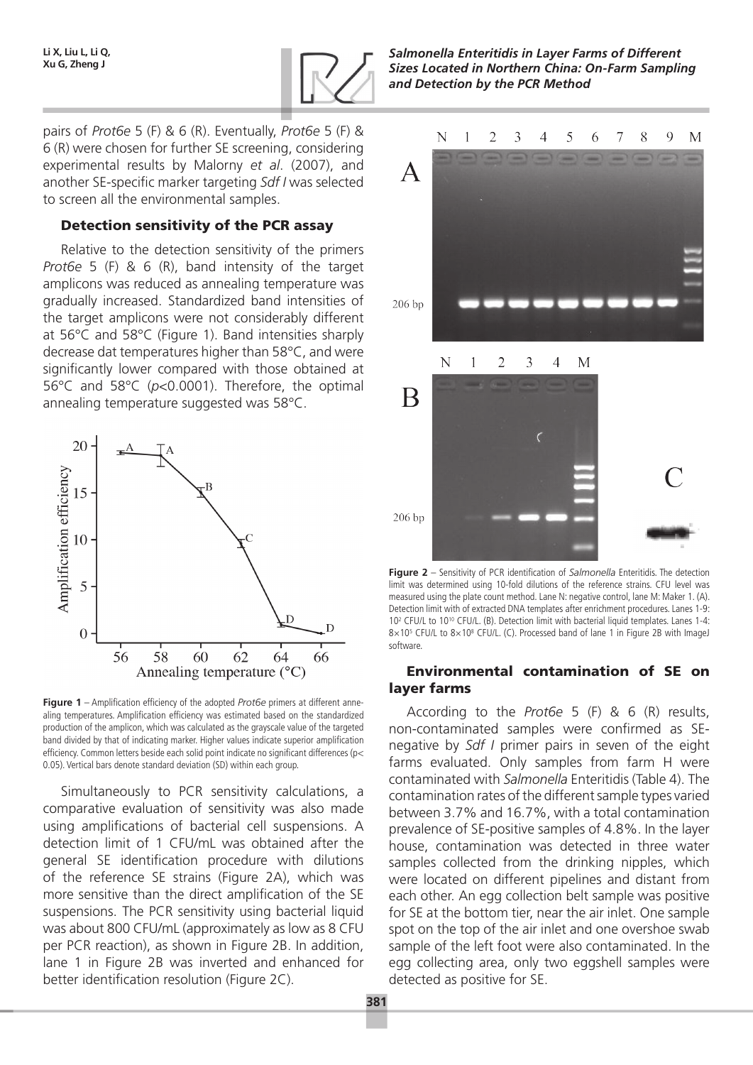pairs of *Prot6e* 5 (F) & 6 (R). Eventually, *Prot6e* 5 (F) & 6 (R) were chosen for further SE screening, considering experimental results by Malorny *et al*. (2007), and another SE-specific marker targeting *Sdf I* was selected to screen all the environmental samples.

### Detection sensitivity of the PCR assay

Relative to the detection sensitivity of the primers *Prot6e* 5 (F) & 6 (R), band intensity of the target amplicons was reduced as annealing temperature was gradually increased. Standardized band intensities of the target amplicons were not considerably different at 56°C and 58°C (Figure 1). Band intensities sharply decrease dat temperatures higher than 58°C, and were significantly lower compared with those obtained at 56°C and 58°C ($p$<0.0001). Therefore, the optimal annealing temperature suggested was 58°C.

**Figure 1** – Amplification efficiency of the adopted *Prot6e* primers at different annealing temperatures. Amplification efficiency was estimated based on the standardized production of the amplicon, which was calculated as the grayscale value of the targeted band divided by that of indicating marker. Higher values indicate superior amplification efficiency. Common letters beside each solid point indicate no significant differences (p< 0.05). Vertical bars denote standard deviation (SD) within each group.

Simultaneously to PCR sensitivity calculations, a comparative evaluation of sensitivity was also made using amplifications of bacterial cell suspensions. A detection limit of 1 CFU/mL was obtained after the general SE identification procedure with dilutions of the reference SE strains (Figure 2A), which was more sensitive than the direct amplification of the SE suspensions. The PCR sensitivity using bacterial liquid was about 800 CFU/mL (approximately as low as 8 CFU per PCR reaction), as shown in Figure 2B. In addition, lane 1 in Figure 2B was inverted and enhanced for better identification resolution (Figure 2C).

**Figure 2** – Sensitivity of PCR identification of *Salmonella* Enteritidis. The detection limit was determined using 10-fold dilutions of the reference strains. CFU level was measured using the plate count method. Lane N: negative control, lane M: Maker 1. (A). Detection limit with of extracted DNA templates after enrichment procedures. Lanes 1-9: $10^2$ CFU/L to $10^{10}$ CFU/L. (B). Detection limit with bacterial liquid templates. Lanes 1-4: $8\times10^5$ CFU/L to $8\times10^8$ CFU/L. (C). Processed band of lane 1 in Figure 2B with ImageJ software.

### Environmental contamination of SE on layer farms

According to the *Prot6e* 5 (F) & 6 (R) results, non-contaminated samples were confirmed as SE-negative by *Sdf I* primer pairs in seven of the eight farms evaluated. Only samples from farm H were contaminated with *Salmonella* Enteritidis (Table 4). The contamination rates of the different sample types varied between 3.7% and 16.7%, with a total contamination prevalence of SE-positive samples of 4.8%. In the layer house, contamination was detected in three water samples collected from the drinking nipples, which were located on different pipelines and distant from each other. An egg collection belt sample was positive for SE at the bottom tier, near the air inlet. One sample spot on the top of the air inlet and one overshoe swab sample of the left foot were also contaminated. In the egg collecting area, only two eggshell samples were detected as positive for SE.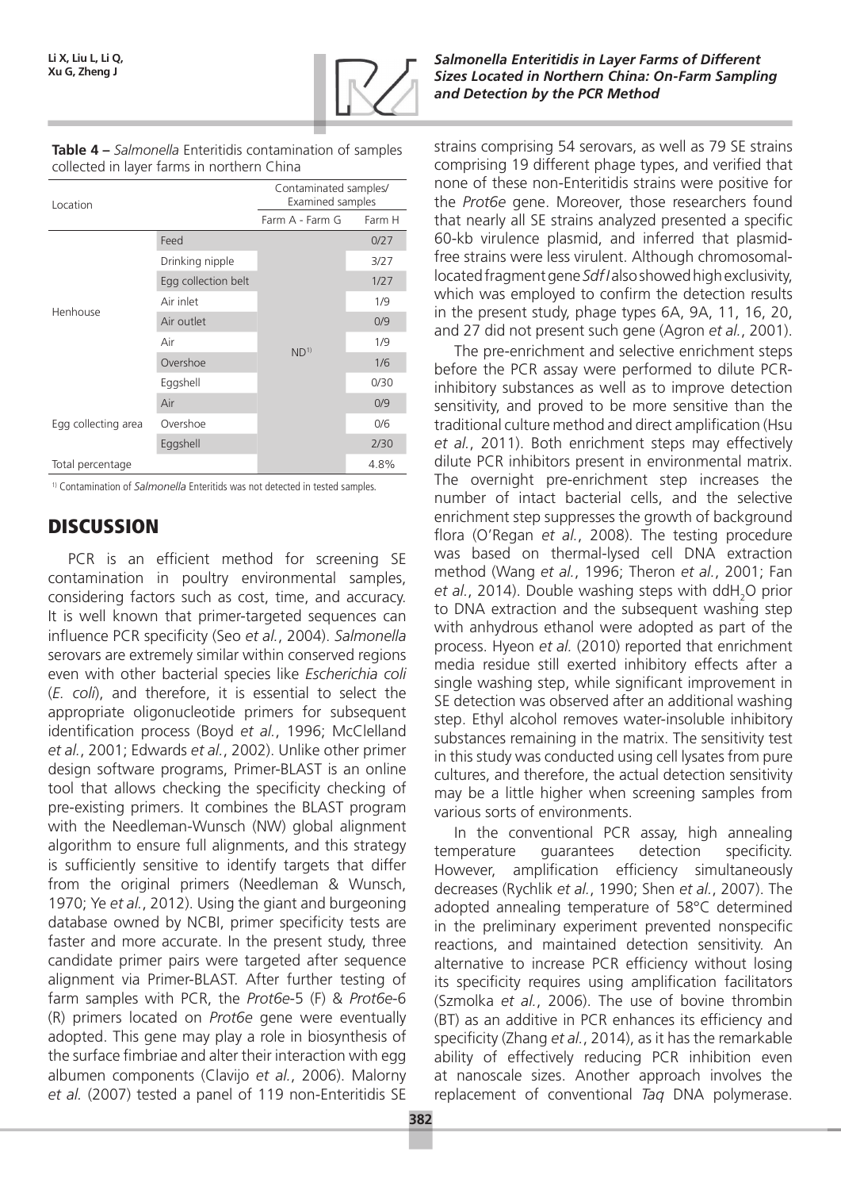**Table 4 –** *Salmonella* Enteritidis contamination of samples collected in layer farms in northern China

| Location | | Contaminated samples/ Examined samples | |
|---|---|---|---|
| | | Farm A - Farm G | Farm H |
| Henhouse | Feed | ND[1] | 0/27 |
| | Drinking nipple | | 3/27 |
| | Egg collection belt | | 1/27 |
| | Air inlet | | 1/9 |
| | Air outlet | | 0/9 |
| | Air | | 1/9 |
| | Overshoe | | 1/6 |
| | Eggshell | | 0/30 |
| Egg collecting area | Air | | 0/9 |
| | Overshoe | | 0/6 |
| | Eggshell | | 2/30 |
| Total percentage | | | 4.8% |

[1] Contamination of *Salmonella* Enteritids was not detected in tested samples.

## DISCUSSION

PCR is an efficient method for screening SE contamination in poultry environmental samples, considering factors such as cost, time, and accuracy. It is well known that primer-targeted sequences can influence PCR specificity (Seo *et al.*, 2004). *Salmonella* serovars are extremely similar within conserved regions even with other bacterial species like *Escherichia coli* (*E. coli*), and therefore, it is essential to select the appropriate oligonucleotide primers for subsequent identification process (Boyd *et al.*, 1996; McClelland *et al.*, 2001; Edwards *et al.*, 2002). Unlike other primer design software programs, Primer-BLAST is an online tool that allows checking the specificity checking of pre-existing primers. It combines the BLAST program with the Needleman-Wunsch (NW) global alignment algorithm to ensure full alignments, and this strategy is sufficiently sensitive to identify targets that differ from the original primers (Needleman & Wunsch, 1970; Ye *et al.*, 2012). Using the giant and burgeoning database owned by NCBI, primer specificity tests are faster and more accurate. In the present study, three candidate primer pairs were targeted after sequence alignment via Primer-BLAST. After further testing of farm samples with PCR, the *Prot6e*-5 (F) & *Prot6e*-6 (R) primers located on *Prot6e* gene were eventually adopted. This gene may play a role in biosynthesis of the surface fimbriae and alter their interaction with egg albumen components (Clavijo *et al.*, 2006). Malorny *et al.* (2007) tested a panel of 119 non-Enteritidis SE strains comprising 54 serovars, as well as 79 SE strains comprising 19 different phage types, and verified that none of these non-Enteritidis strains were positive for the *Prot6e* gene. Moreover, those researchers found that nearly all SE strains analyzed presented a specific 60-kb virulence plasmid, and inferred that plasmid-free strains were less virulent. Although chromosomal-located fragment gene *SdfI* also showed high exclusivity, which was employed to confirm the detection results in the present study, phage types 6A, 9A, 11, 16, 20, and 27 did not present such gene (Agron *et al.*, 2001).

The pre-enrichment and selective enrichment steps before the PCR assay were performed to dilute PCR-inhibitory substances as well as to improve detection sensitivity, and proved to be more sensitive than the traditional culture method and direct amplification (Hsu *et al.*, 2011). Both enrichment steps may effectively dilute PCR inhibitors present in environmental matrix. The overnight pre-enrichment step increases the number of intact bacterial cells, and the selective enrichment step suppresses the growth of background flora (O'Regan *et al.*, 2008). The testing procedure was based on thermal-lysed cell DNA extraction method (Wang *et al.*, 1996; Theron *et al.*, 2001; Fan *et al.*, 2014). Double washing steps with ddH$_2$O prior to DNA extraction and the subsequent washing step with anhydrous ethanol were adopted as part of the process. Hyeon *et al.* (2010) reported that enrichment media residue still exerted inhibitory effects after a single washing step, while significant improvement in SE detection was observed after an additional washing step. Ethyl alcohol removes water-insoluble inhibitory substances remaining in the matrix. The sensitivity test in this study was conducted using cell lysates from pure cultures, and therefore, the actual detection sensitivity may be a little higher when screening samples from various sorts of environments.

In the conventional PCR assay, high annealing temperature guarantees detection specificity. However, amplification efficiency simultaneously decreases (Rychlik *et al.*, 1990; Shen *et al.*, 2007). The adopted annealing temperature of 58°C determined in the preliminary experiment prevented nonspecific reactions, and maintained detection sensitivity. An alternative to increase PCR efficiency without losing its specificity requires using amplification facilitators (Szmolka *et al.*, 2006). The use of bovine thrombin (BT) as an additive in PCR enhances its efficiency and specificity (Zhang *et al.*, 2014), as it has the remarkable ability of effectively reducing PCR inhibition even at nanoscale sizes. Another approach involves the replacement of conventional *Taq* DNA polymerase.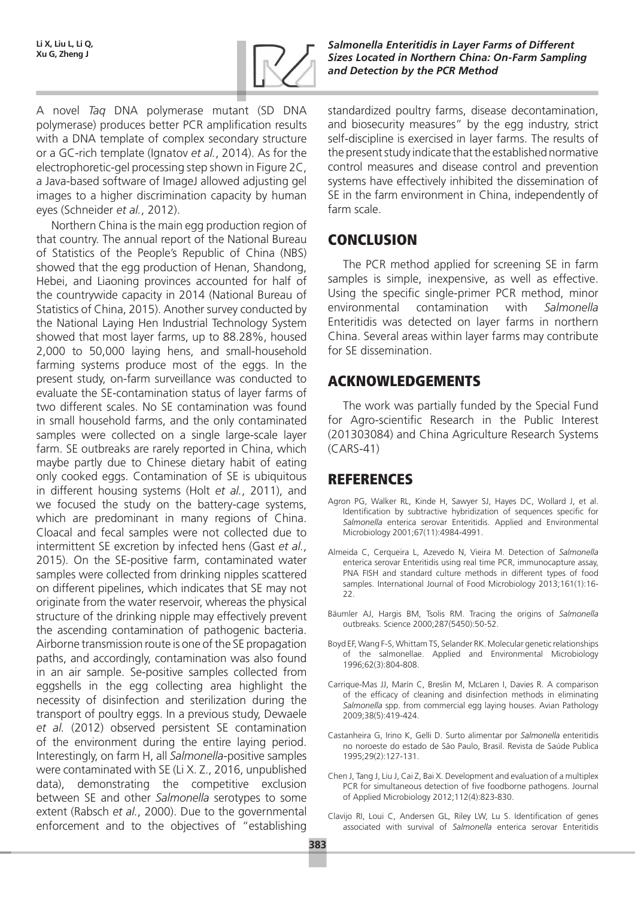A novel *Taq* DNA polymerase mutant (SD DNA polymerase) produces better PCR amplification results with a DNA template of complex secondary structure or a GC-rich template (Ignatov *et al.*, 2014). As for the electrophoretic-gel processing step shown in Figure 2C, a Java-based software of ImageJ allowed adjusting gel images to a higher discrimination capacity by human eyes (Schneider *et al.*, 2012).

Northern China is the main egg production region of that country. The annual report of the National Bureau of Statistics of the People's Republic of China (NBS) showed that the egg production of Henan, Shandong, Hebei, and Liaoning provinces accounted for half of the countrywide capacity in 2014 (National Bureau of Statistics of China, 2015). Another survey conducted by the National Laying Hen Industrial Technology System showed that most layer farms, up to 88.28%, housed 2,000 to 50,000 laying hens, and small-household farming systems produce most of the eggs. In the present study, on-farm surveillance was conducted to evaluate the SE-contamination status of layer farms of two different scales. No SE contamination was found in small household farms, and the only contaminated samples were collected on a single large-scale layer farm. SE outbreaks are rarely reported in China, which maybe partly due to Chinese dietary habit of eating only cooked eggs. Contamination of SE is ubiquitous in different housing systems (Holt *et al.*, 2011), and we focused the study on the battery-cage systems, which are predominant in many regions of China. Cloacal and fecal samples were not collected due to intermittent SE excretion by infected hens (Gast *et al.*, 2015). On the SE-positive farm, contaminated water samples were collected from drinking nipples scattered on different pipelines, which indicates that SE may not originate from the water reservoir, whereas the physical structure of the drinking nipple may effectively prevent the ascending contamination of pathogenic bacteria. Airborne transmission route is one of the SE propagation paths, and accordingly, contamination was also found in an air sample. Se-positive samples collected from eggshells in the egg collecting area highlight the necessity of disinfection and sterilization during the transport of poultry eggs. In a previous study, Dewaele *et al.* (2012) observed persistent SE contamination of the environment during the entire laying period. Interestingly, on farm H, all *Salmonella*-positive samples were contaminated with SE (Li X. Z., 2016, unpublished data), demonstrating the competitive exclusion between SE and other *Salmonella* serotypes to some extent (Rabsch *et al.*, 2000). Due to the governmental enforcement and to the objectives of "establishing standardized poultry farms, disease decontamination, and biosecurity measures" by the egg industry, strict self-discipline is exercised in layer farms. The results of the present study indicate that the established normative control measures and disease control and prevention systems have effectively inhibited the dissemination of SE in the farm environment in China, independently of farm scale.

## CONCLUSION

The PCR method applied for screening SE in farm samples is simple, inexpensive, as well as effective. Using the specific single-primer PCR method, minor environmental contamination with *Salmonella* Enteritidis was detected on layer farms in northern China. Several areas within layer farms may contribute for SE dissemination.

## ACKNOWLEDGEMENTS

The work was partially funded by the Special Fund for Agro-scientific Research in the Public Interest (201303084) and China Agriculture Research Systems (CARS-41)

## REFERENCES

Agron PG, Walker RL, Kinde H, Sawyer SJ, Hayes DC, Wollard J, et al. Identification by subtractive hybridization of sequences specific for *Salmonella* enterica serovar Enteritidis. Applied and Environmental Microbiology 2001;67(11):4984-4991.

Almeida C, Cerqueira L, Azevedo N, Vieira M. Detection of *Salmonella* enterica serovar Enteritidis using real time PCR, immunocapture assay, PNA FISH and standard culture methods in different types of food samples. International Journal of Food Microbiology 2013;161(1):16-22.

Bäumler AJ, Hargis BM, Tsolis RM. Tracing the origins of *Salmonella* outbreaks. Science 2000;287(5450):50-52.

Boyd EF, Wang F-S, Whittam TS, Selander RK. Molecular genetic relationships of the salmonellae. Applied and Environmental Microbiology 1996;62(3):804-808.

Carrique-Mas JJ, Marín C, Breslin M, McLaren I, Davies R. A comparison of the efficacy of cleaning and disinfection methods in eliminating *Salmonella* spp. from commercial egg laying houses. Avian Pathology 2009;38(5):419-424.

Castanheira G, Irino K, Gelli D. Surto alimentar por *Salmonella* enteritidis no noroeste do estado de São Paulo, Brasil. Revista de Saúde Publica 1995;29(2):127-131.

Chen J, Tang J, Liu J, Cai Z, Bai X. Development and evaluation of a multiplex PCR for simultaneous detection of five foodborne pathogens. Journal of Applied Microbiology 2012;112(4):823-830.

Clavijo RI, Loui C, Andersen GL, Riley LW, Lu S. Identification of genes associated with survival of *Salmonella* enterica serovar Enteritidis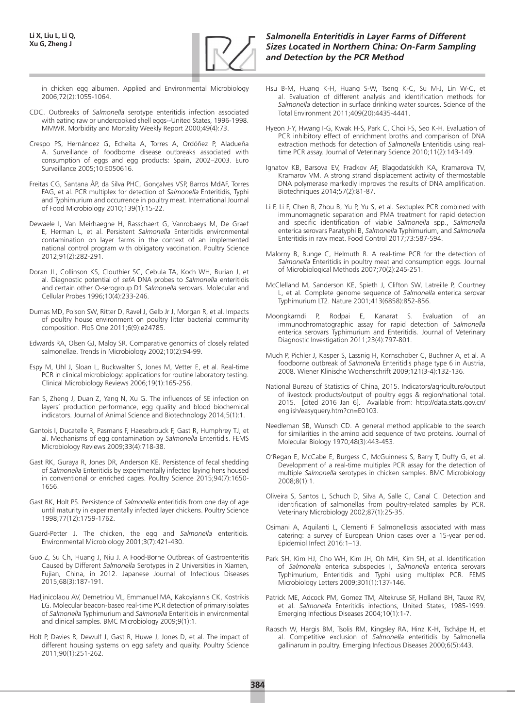in chicken egg albumen. Applied and Environmental Microbiology 2006;72(2):1055-1064.

CDC. Outbreaks of *Salmonella* serotype enteritidis infection associated with eating raw or undercooked shell eggs--United States, 1996-1998. MMWR. Morbidity and Mortality Weekly Report 2000;49(4):73.

Crespo PS, Hernández G, Echeíta A, Torres A, Ordóñez P, Aladueña A. Surveillance of foodborne disease outbreaks associated with consumption of eggs and egg products: Spain, 2002–2003. Euro Surveillance 2005;10:E050616.

Freitas CG, Santana ÂP, da Silva PHC, Gonçalves VSP, Barros MdAF, Torres FAG, et al. PCR multiplex for detection of *Salmonella* Enteritidis, Typhi and Typhimurium and occurrence in poultry meat. International Journal of Food Microbiology 2010;139(1):15-22.

Dewaele I, Van Meirhaeghe H, Rasschaert G, Vanrobaeys M, De Graef E, Herman L, et al. Persistent *Salmonella* Enteritidis environmental contamination on layer farms in the context of an implemented national control program with obligatory vaccination. Poultry Science 2012;91(2):282-291.

Doran JL, Collinson KS, Clouthier SC, Cebula TA, Koch WH, Burian J, et al. Diagnostic potential of *sefA* DNA probes to *Salmonella* enteritidis and certain other O-serogroup D1 *Salmonella* serovars. Molecular and Cellular Probes 1996;10(4):233-246.

Dumas MD, Polson SW, Ritter D, Ravel J, Gelb Jr J, Morgan R, et al. Impacts of poultry house environment on poultry litter bacterial community composition. PloS One 2011;6(9):e24785.

Edwards RA, Olsen GJ, Maloy SR. Comparative genomics of closely related salmonellae. Trends in Microbiology 2002;10(2):94-99.

Espy M, Uhl J, Sloan L, Buckwalter S, Jones M, Vetter E, et al. Real-time PCR in clinical microbiology: applications for routine laboratory testing. Clinical Microbiology Reviews 2006;19(1):165-256.

Fan S, Zheng J, Duan Z, Yang N, Xu G. The influences of SE infection on layers' production performance, egg quality and blood biochemical indicators. Journal of Animal Science and Biotechnology 2014;5(1):1.

Gantois I, Ducatelle R, Pasmans F, Haesebrouck F, Gast R, Humphrey TJ, et al. Mechanisms of egg contamination by *Salmonella* Enteritidis. FEMS Microbiology Reviews 2009;33(4):718-38.

Gast RK, Guraya R, Jones DR, Anderson KE. Persistence of fecal shedding of *Salmonella* Enteritidis by experimentally infected laying hens housed in conventional or enriched cages. Poultry Science 2015;94(7):1650-1656.

Gast RK, Holt PS. Persistence of *Salmonella* enteritidis from one day of age until maturity in experimentally infected layer chickens. Poultry Science 1998;77(12):1759-1762.

Guard-Petter J. The chicken, the egg and *Salmonella* enteritidis. Environmental Microbiology 2001;3(7):421-430.

Guo Z, Su Ch, Huang J, Niu J. A Food-Borne Outbreak of Gastroenteritis Caused by Different *Salmonella* Serotypes in 2 Universities in Xiamen, Fujian, China, in 2012. Japanese Journal of Infectious Diseases 2015;68(3):187-191.

Hadjinicolaou AV, Demetriou VL, Emmanuel MA, Kakoyiannis CK, Kostrikis LG. Molecular beacon-based real-time PCR detection of primary isolates of *Salmonella* Typhimurium and *Salmonella* Enteritidis in environmental and clinical samples. BMC Microbiology 2009;9(1):1.

Holt P, Davies R, Dewulf J, Gast R, Huwe J, Jones D, et al. The impact of different housing systems on egg safety and quality. Poultry Science 2011;90(1):251-262.

Hsu B-M, Huang K-H, Huang S-W, Tseng K-C, Su M-J, Lin W-C, et al. Evaluation of different analysis and identification methods for *Salmonella* detection in surface drinking water sources. Science of the Total Environment 2011;409(20):4435-4441.

Hyeon J-Y, Hwang I-G, Kwak H-S, Park C, Choi I-S, Seo K-H. Evaluation of PCR inhibitory effect of enrichment broths and comparison of DNA extraction methods for detection of *Salmonella* Enteritidis using real-time PCR assay. Journal of Veterinary Science 2010;11(2):143-149.

Ignatov KB, Barsova EV, Fradkov AF, Blagodatskikh KA, Kramarova TV, Kramarov VM. A strong strand displacement activity of thermostable DNA polymerase markedly improves the results of DNA amplification. Biotechniques 2014;57(2):81-87.

Li F, Li F, Chen B, Zhou B, Yu P, Yu S, et al. Sextuplex PCR combined with immunomagnetic separation and PMA treatment for rapid detection and specific identification of viable *Salmonella* spp., *Salmonella* enterica serovars Paratyphi B, *Salmonella* Typhimurium, and *Salmonella* Enteritidis in raw meat. Food Control 2017;73:587-594.

Malorny B, Bunge C, Helmuth R. A real-time PCR for the detection of *Salmonella* Enteritidis in poultry meat and consumption eggs. Journal of Microbiological Methods 2007;70(2):245-251.

McClelland M, Sanderson KE, Spieth J, Clifton SW, Latreille P, Courtney L, et al. Complete genome sequence of *Salmonella* enterica serovar Typhimurium LT2. Nature 2001;413(6858):852-856.

Moongkarndi P, Rodpai E, Kanarat S. Evaluation of an immunochromatographic assay for rapid detection of *Salmonella* enterica serovars Typhimurium and Enteritidis. Journal of Veterinary Diagnostic Investigation 2011;23(4):797-801.

Much P, Pichler J, Kasper S, Lassnig H, Kornschober C, Buchner A, et al. A foodborne outbreak of *Salmonella* Enteritidis phage type 6 in Austria, 2008. Wiener Klinische Wochenschrift 2009;121(3-4):132-136.

National Bureau of Statistics of China, 2015. Indicators/agriculture/output of livestock products/output of poultry eggs & region/national total. 2015. [cited 2016 Jan 6]. Available from: http://data.stats.gov.cn/english/easyquery.htm?cn=E0103.

Needleman SB, Wunsch CD. A general method applicable to the search for similarities in the amino acid sequence of two proteins. Journal of Molecular Biology 1970;48(3):443-453.

O'Regan E, McCabe E, Burgess C, McGuinness S, Barry T, Duffy G, et al. Development of a real-time multiplex PCR assay for the detection of multiple *Salmonella* serotypes in chicken samples. BMC Microbiology 2008;8(1):1.

Oliveira S, Santos L, Schuch D, Silva A, Salle C, Canal C. Detection and identification of salmonellas from poultry-related samples by PCR. Veterinary Microbiology 2002;87(1):25-35.

Osimani A, Aquilanti L, Clementi F. Salmonellosis associated with mass catering: a survey of European Union cases over a 15-year period. Epidemiol Infect 2016:1–13.

Park SH, Kim HJ, Cho WH, Kim JH, Oh MH, Kim SH, et al. Identification of *Salmonella* enterica subspecies I, *Salmonella* enterica serovars Typhimurium, Enteritidis and Typhi using multiplex PCR. FEMS Microbiology Letters 2009;301(1):137-146.

Patrick ME, Adcock PM, Gomez TM, Altekruse SF, Holland BH, Tauxe RV, et al. *Salmonella* Enteritidis infections, United States, 1985-1999. Emerging Infectious Diseases 2004;10(1):1-7.

Rabsch W, Hargis BM, Tsolis RM, Kingsley RA, Hinz K-H, Tschäpe H, et al. Competitive exclusion of *Salmonella* enteritidis by Salmonella gallinarum in poultry. Emerging Infectious Diseases 2000;6(5):443.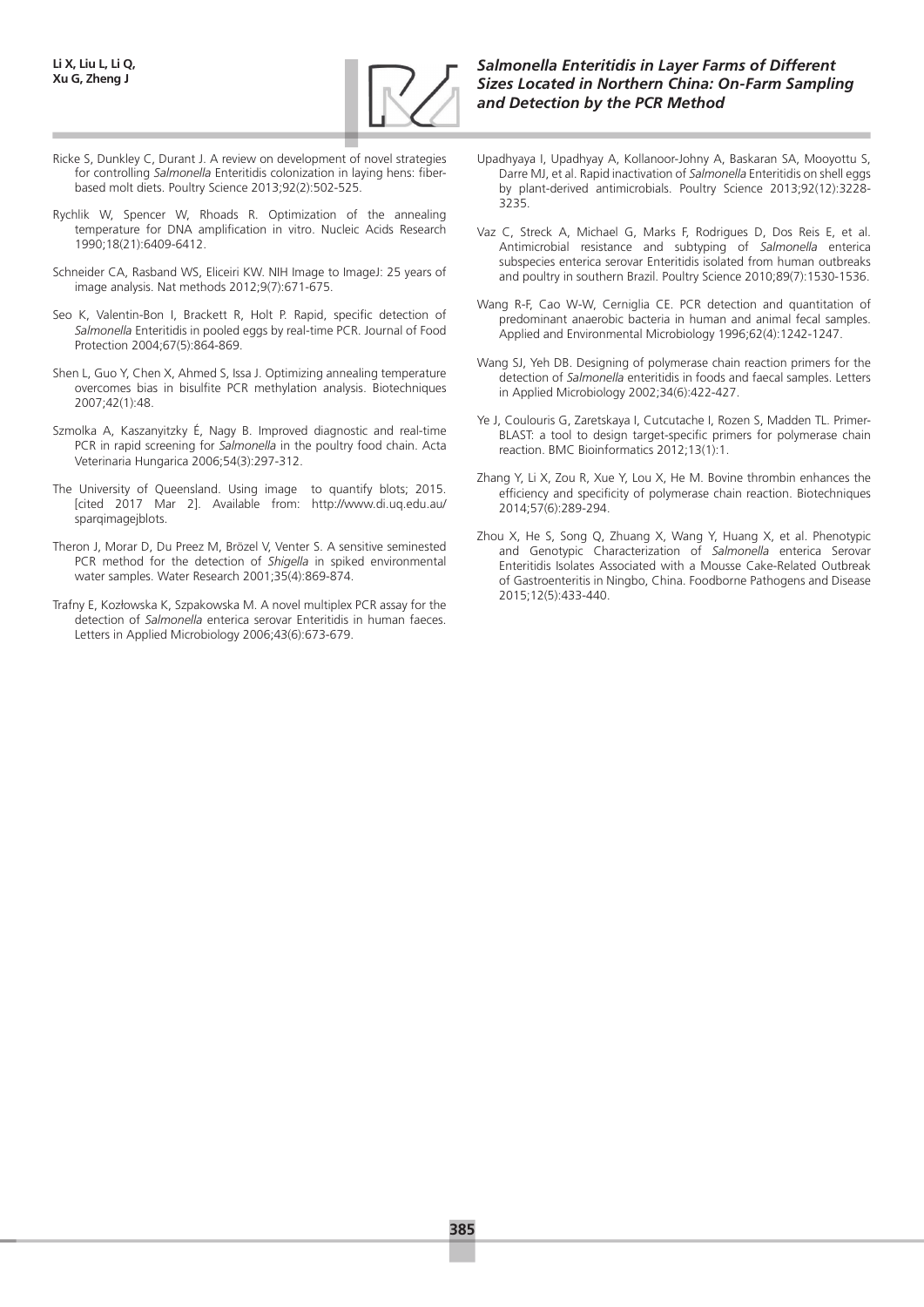Ricke S, Dunkley C, Durant J. A review on development of novel strategies for controlling *Salmonella* Enteritidis colonization in laying hens: fiber-based molt diets. Poultry Science 2013;92(2):502-525.

Rychlik W, Spencer W, Rhoads R. Optimization of the annealing temperature for DNA amplification in vitro. Nucleic Acids Research 1990;18(21):6409-6412.

Schneider CA, Rasband WS, Eliceiri KW. NIH Image to ImageJ: 25 years of image analysis. Nat methods 2012;9(7):671-675.

Seo K, Valentin-Bon I, Brackett R, Holt P. Rapid, specific detection of *Salmonella* Enteritidis in pooled eggs by real-time PCR. Journal of Food Protection 2004;67(5):864-869.

Shen L, Guo Y, Chen X, Ahmed S, Issa J. Optimizing annealing temperature overcomes bias in bisulfite PCR methylation analysis. Biotechniques 2007;42(1):48.

Szmolka A, Kaszanyitzky É, Nagy B. Improved diagnostic and real-time PCR in rapid screening for *Salmonella* in the poultry food chain. Acta Veterinaria Hungarica 2006;54(3):297-312.

The University of Queensland. Using image to quantify blots; 2015. [cited 2017 Mar 2]. Available from: http://www.di.uq.edu.au/sparqimagejblots.

Theron J, Morar D, Du Preez M, Brözel V, Venter S. A sensitive seminested PCR method for the detection of *Shigella* in spiked environmental water samples. Water Research 2001;35(4):869-874.

Trafny E, Kozłowska K, Szpakowska M. A novel multiplex PCR assay for the detection of *Salmonella* enterica serovar Enteritidis in human faeces. Letters in Applied Microbiology 2006;43(6):673-679.

Upadhyaya I, Upadhyay A, Kollanoor-Johny A, Baskaran SA, Mooyottu S, Darre MJ, et al. Rapid inactivation of *Salmonella* Enteritidis on shell eggs by plant-derived antimicrobials. Poultry Science 2013;92(12):3228-3235.

Vaz C, Streck A, Michael G, Marks F, Rodrigues D, Dos Reis E, et al. Antimicrobial resistance and subtyping of *Salmonella* enterica subspecies enterica serovar Enteritidis isolated from human outbreaks and poultry in southern Brazil. Poultry Science 2010;89(7):1530-1536.

Wang R-F, Cao W-W, Cerniglia CE. PCR detection and quantitation of predominant anaerobic bacteria in human and animal fecal samples. Applied and Environmental Microbiology 1996;62(4):1242-1247.

Wang SJ, Yeh DB. Designing of polymerase chain reaction primers for the detection of *Salmonella* enteritidis in foods and faecal samples. Letters in Applied Microbiology 2002;34(6):422-427.

Ye J, Coulouris G, Zaretskaya I, Cutcutache I, Rozen S, Madden TL. Primer-BLAST: a tool to design target-specific primers for polymerase chain reaction. BMC Bioinformatics 2012;13(1):1.

Zhang Y, Li X, Zou R, Xue Y, Lou X, He M. Bovine thrombin enhances the efficiency and specificity of polymerase chain reaction. Biotechniques 2014;57(6):289-294.

Zhou X, He S, Song Q, Zhuang X, Wang Y, Huang X, et al. Phenotypic and Genotypic Characterization of *Salmonella* enterica Serovar Enteritidis Isolates Associated with a Mousse Cake-Related Outbreak of Gastroenteritis in Ningbo, China. Foodborne Pathogens and Disease 2015;12(5):433-440.